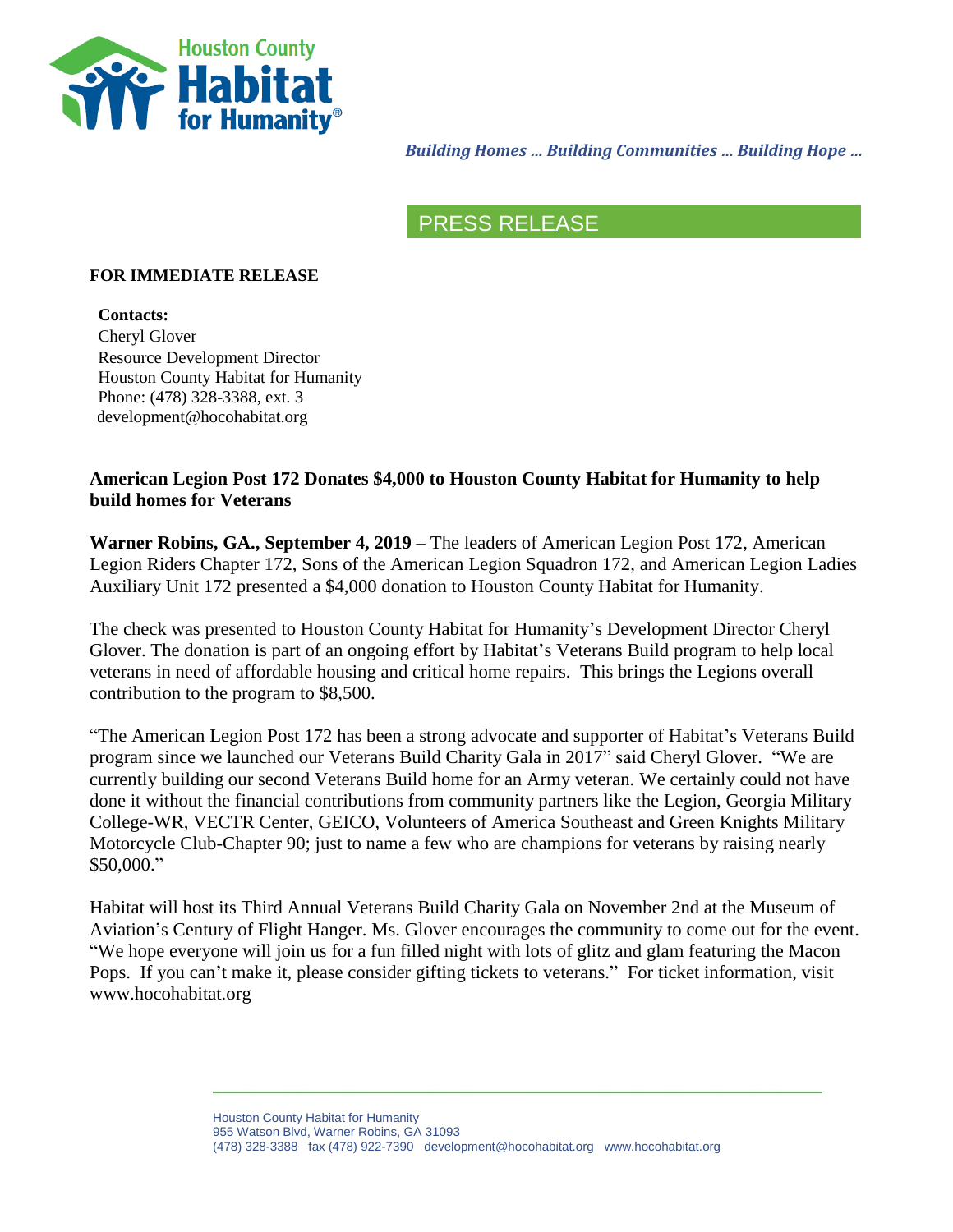Houston County Habitat for Humanity

*Building Homes … Building Communities … Building Hope …*

## PRESS RELEASE

**FOR IMMEDIATE RELEASE**

**Contacts:**
Cheryl Glover
Resource Development Director
Houston County Habitat for Humanity
Phone: (478) 328-3388, ext. 3
development@hocohabitat.org

**American Legion Post 172 Donates $4,000 to Houston County Habitat for Humanity to help build homes for Veterans**

**Warner Robins, GA., September 4, 2019** – The leaders of American Legion Post 172, American Legion Riders Chapter 172, Sons of the American Legion Squadron 172, and American Legion Ladies Auxiliary Unit 172 presented a $4,000 donation to Houston County Habitat for Humanity.

The check was presented to Houston County Habitat for Humanity's Development Director Cheryl Glover. The donation is part of an ongoing effort by Habitat's Veterans Build program to help local veterans in need of affordable housing and critical home repairs. This brings the Legions overall contribution to the program to $8,500.

"The American Legion Post 172 has been a strong advocate and supporter of Habitat's Veterans Build program since we launched our Veterans Build Charity Gala in 2017" said Cheryl Glover. "We are currently building our second Veterans Build home for an Army veteran. We certainly could not have done it without the financial contributions from community partners like the Legion, Georgia Military College-WR, VECTR Center, GEICO, Volunteers of America Southeast and Green Knights Military Motorcycle Club-Chapter 90; just to name a few who are champions for veterans by raising nearly $50,000."

Habitat will host its Third Annual Veterans Build Charity Gala on November 2nd at the Museum of Aviation's Century of Flight Hanger. Ms. Glover encourages the community to come out for the event. "We hope everyone will join us for a fun filled night with lots of glitz and glam featuring the Macon Pops. If you can't make it, please consider gifting tickets to veterans." For ticket information, visit www.hocohabitat.org

Houston County Habitat for Humanity
955 Watson Blvd, Warner Robins, GA 31093
(478) 328-3388 fax (478) 922-7390 development@hocohabitat.org www.hocohabitat.org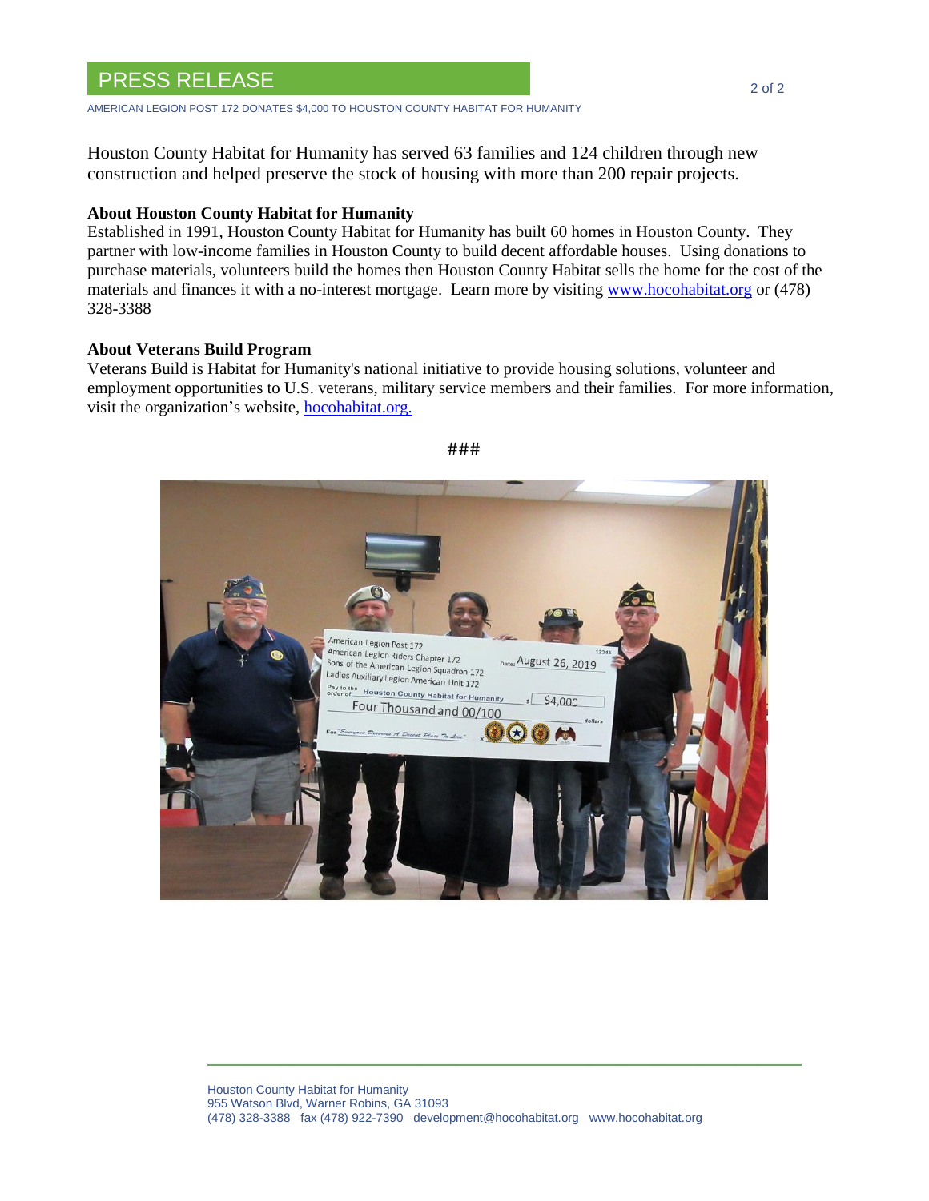Houston County Habitat for Humanity has served 63 families and 124 children through new construction and helped preserve the stock of housing with more than 200 repair projects.

**About Houston County Habitat for Humanity**

Established in 1991, Houston County Habitat for Humanity has built 60 homes in Houston County. They partner with low-income families in Houston County to build decent affordable houses. Using donations to purchase materials, volunteers build the homes then Houston County Habitat sells the home for the cost of the materials and finances it with a no-interest mortgage. Learn more by visiting [www.hocohabitat.org](http://www.hocohabitat.org) or (478) 328-3388

**About Veterans Build Program**

Veterans Build is Habitat for Humanity's national initiative to provide housing solutions, volunteer and employment opportunities to U.S. veterans, military service members and their families. For more information, visit the organization's website, [hocohabitat.org.](http://hocohabitat.org)

###

Houston County Habitat for Humanity
955 Watson Blvd, Warner Robins, GA 31093
(478) 328-3388 fax (478) 922-7390 development@hocohabitat.org www.hocohabitat.org